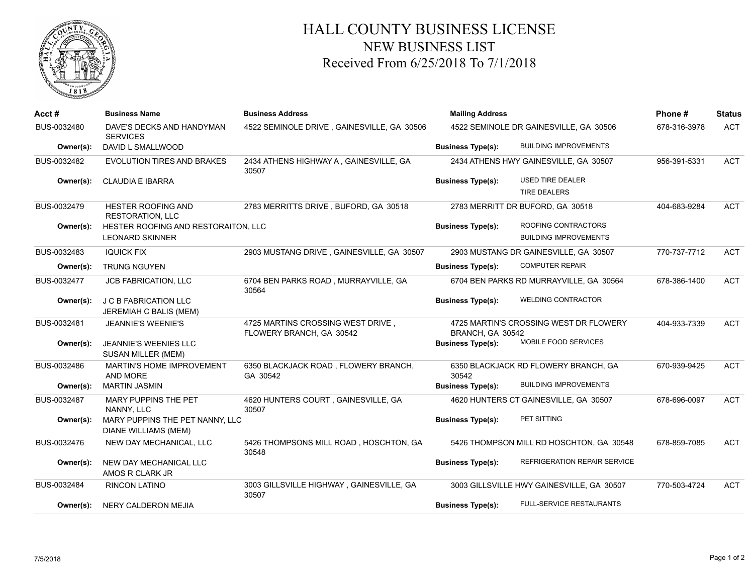# HALL COUNTY BUSINESS LICENSE
## NEW BUSINESS LIST
### Received From 6/25/2018 To 7/1/2018

| Acct # | Business Name | Business Address | Mailing Address | Business Type(s) | Phone # | Status |
|---|---|---|---|---|---|---|
| BUS-0032480 | DAVE'S DECKS AND HANDYMAN SERVICES | 4522 SEMINOLE DRIVE , GAINESVILLE, GA 30506 | 4522 SEMINOLE DR GAINESVILLE, GA 30506 | BUILDING IMPROVEMENTS | 678-316-3978 | ACT |
| Owner(s): | DAVID L SMALLWOOD | | | | | |
| BUS-0032482 | EVOLUTION TIRES AND BRAKES | 2434 ATHENS HIGHWAY A , GAINESVILLE, GA 30507 | 2434 ATHENS HWY GAINESVILLE, GA 30507 | USED TIRE DEALER<br>TIRE DEALERS | 956-391-5331 | ACT |
| Owner(s): | CLAUDIA E IBARRA | | | | | |
| BUS-0032479 | HESTER ROOFING AND RESTORATION, LLC | 2783 MERRITTS DRIVE , BUFORD, GA 30518 | 2783 MERRITT DR BUFORD, GA 30518 | ROOFING CONTRACTORS<br>BUILDING IMPROVEMENTS | 404-683-9284 | ACT |
| Owner(s): | HESTER ROOFING AND RESTORAITON, LLC<br>LEONARD SKINNER | | | | | |
| BUS-0032483 | IQUICK FIX | 2903 MUSTANG DRIVE , GAINESVILLE, GA 30507 | 2903 MUSTANG DR GAINESVILLE, GA 30507 | COMPUTER REPAIR | 770-737-7712 | ACT |
| Owner(s): | TRUNG NGUYEN | | | | | |
| BUS-0032477 | JCB FABRICATION, LLC | 6704 BEN PARKS ROAD , MURRAYVILLE, GA 30564 | 6704 BEN PARKS RD MURRAYVILLE, GA 30564 | WELDING CONTRACTOR | 678-386-1400 | ACT |
| Owner(s): | J C B FABRICATION LLC<br>JEREMIAH C BALIS (MEM) | | | | | |
| BUS-0032481 | JEANNIE'S WEENIE'S | 4725 MARTINS CROSSING WEST DRIVE , FLOWERY BRANCH, GA 30542 | 4725 MARTIN'S CROSSING WEST DR FLOWERY BRANCH, GA 30542 | MOBILE FOOD SERVICES | 404-933-7339 | ACT |
| Owner(s): | JEANNIE'S WEENIES LLC<br>SUSAN MILLER (MEM) | | | | | |
| BUS-0032486 | MARTIN'S HOME IMPROVEMENT AND MORE | 6350 BLACKJACK ROAD , FLOWERY BRANCH, GA 30542 | 6350 BLACKJACK RD FLOWERY BRANCH, GA 30542 | BUILDING IMPROVEMENTS | 670-939-9425 | ACT |
| Owner(s): | MARTIN JASMIN | | | | | |
| BUS-0032487 | MARY PUPPINS THE PET NANNY, LLC | 4620 HUNTERS COURT , GAINESVILLE, GA 30507 | 4620 HUNTERS CT GAINESVILLE, GA 30507 | PET SITTING | 678-696-0097 | ACT |
| Owner(s): | MARY PUPPINS THE PET NANNY, LLC<br>DIANE WILLIAMS (MEM) | | | | | |
| BUS-0032476 | NEW DAY MECHANICAL, LLC | 5426 THOMPSONS MILL ROAD , HOSCHTON, GA 30548 | 5426 THOMPSON MILL RD HOSCHTON, GA 30548 | REFRIGERATION REPAIR SERVICE | 678-859-7085 | ACT |
| Owner(s): | NEW DAY MECHANICAL LLC<br>AMOS R CLARK JR | | | | | |
| BUS-0032484 | RINCON LATINO | 3003 GILLSVILLE HIGHWAY , GAINESVILLE, GA 30507 | 3003 GILLSVILLE HWY GAINESVILLE, GA 30507 | FULL-SERVICE RESTAURANTS | 770-503-4724 | ACT |
| Owner(s): | NERY CALDERON MEJIA | | | | | |

7/5/2018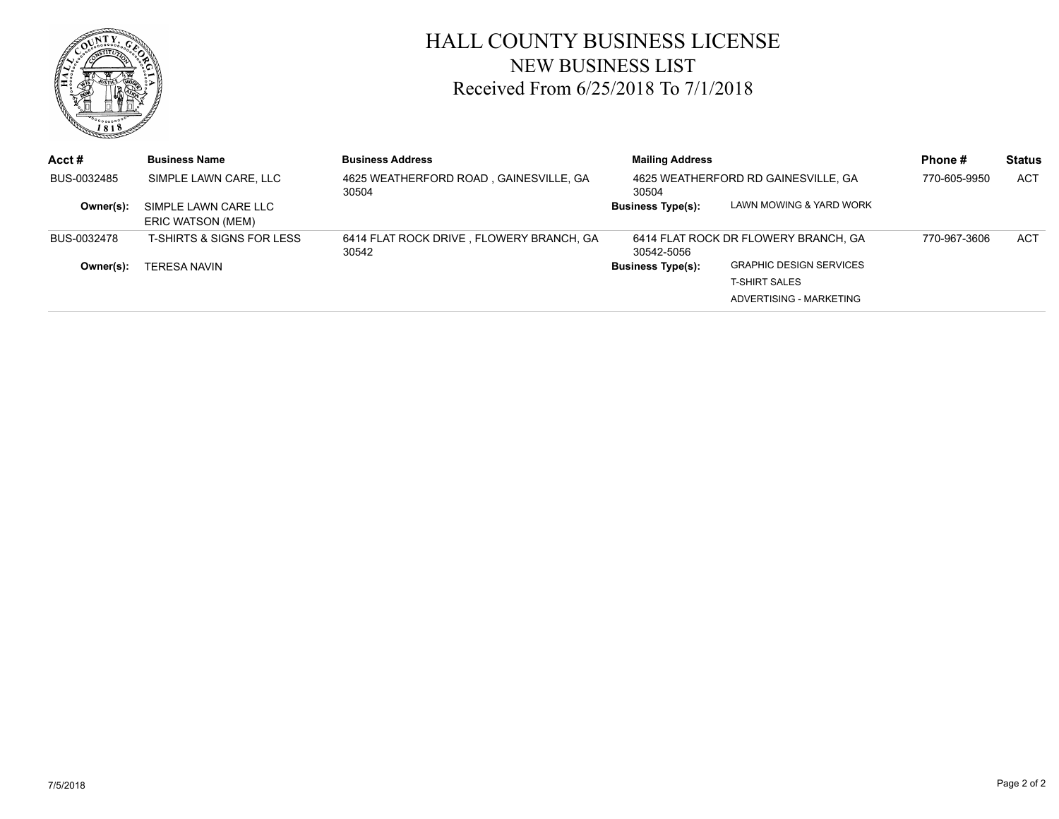# HALL COUNTY BUSINESS LICENSE
## NEW BUSINESS LIST
## Received From 6/25/2018 To 7/1/2018

| Acct # | Business Name | Business Address | Mailing Address | | Phone # | Status |
|---|---|---|---|---|---|---|
| BUS-0032485 | SIMPLE LAWN CARE, LLC | 4625 WEATHERFORD ROAD , GAINESVILLE, GA 30504 | 4625 WEATHERFORD RD GAINESVILLE, GA 30504 | | 770-605-9950 | ACT |
| **Owner(s):** | SIMPLE LAWN CARE LLC<br>ERIC WATSON (MEM) | | **Business Type(s):** | LAWN MOWING & YARD WORK | | |
| BUS-0032478 | T-SHIRTS & SIGNS FOR LESS | 6414 FLAT ROCK DRIVE , FLOWERY BRANCH, GA 30542 | 6414 FLAT ROCK DR FLOWERY BRANCH, GA 30542-5056 | | 770-967-3606 | ACT |
| **Owner(s):** | TERESA NAVIN | | **Business Type(s):** | GRAPHIC DESIGN SERVICES<br>T-SHIRT SALES<br>ADVERTISING - MARKETING | | |

7/5/2018